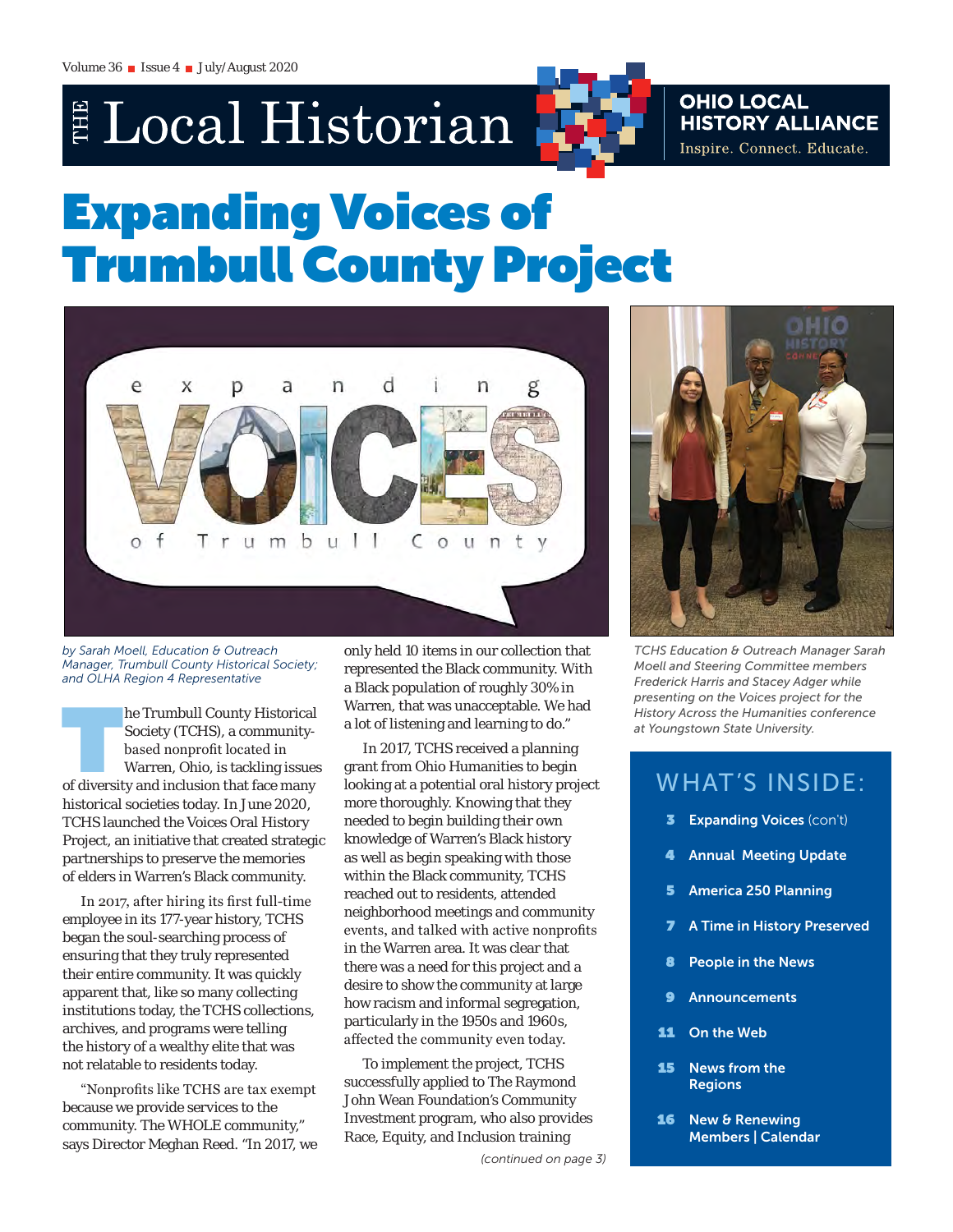# Expanding Voices of Trumbull County Project

TCHS Education & Outreach Manager Sarah Moell and Steering Committee members Frederick Harris and Stacey Adger while presenting on the Voices project for the History Across the Humanities conference at Youngstown State University.

*by Sarah Moell, Education & Outreach Manager, Trumbull County Historical Society; and OLHA Region 4 Representative*

The Trumbull County Historical Society (TCHS), a community-based nonprofit located in Warren, Ohio, is tackling issues of diversity and inclusion that face many historical societies today. In June 2020, TCHS launched the Voices Oral History Project, an initiative that created strategic partnerships to preserve the memories of elders in Warren's Black community.

In 2017, after hiring its first full-time employee in its 177-year history, TCHS began the soul-searching process of ensuring that they truly represented their entire community. It was quickly apparent that, like so many collecting institutions today, the TCHS collections, archives, and programs were telling the history of a wealthy elite that was not relatable to residents today.

"Nonprofits like TCHS are tax exempt because we provide services to the community. The WHOLE community," says Director Meghan Reed. "In 2017, we only held 10 items in our collection that represented the Black community. With a Black population of roughly 30% in Warren, that was unacceptable. We had a lot of listening and learning to do."

In 2017, TCHS received a planning grant from Ohio Humanities to begin looking at a potential oral history project more thoroughly. Knowing that they needed to begin building their own knowledge of Warren's Black history as well as begin speaking with those within the Black community, TCHS reached out to residents, attended neighborhood meetings and community events, and talked with active nonprofits in the Warren area. It was clear that there was a need for this project and a desire to show the community at large how racism and informal segregation, particularly in the 1950s and 1960s, affected the community even today.

To implement the project, TCHS successfully applied to The Raymond John Wean Foundation's Community Investment program, who also provides Race, Equity, and Inclusion training

*(continued on page 3)*

## WHAT'S INSIDE:

- **3** Expanding Voices (con't)
- **4** Annual Meeting Update
- **5** America 250 Planning
- **7** A Time in History Preserved
- **8** People in the News
- **9** Announcements
- **11** On the Web
- **15** News from the Regions
- **16** New & Renewing Members | Calendar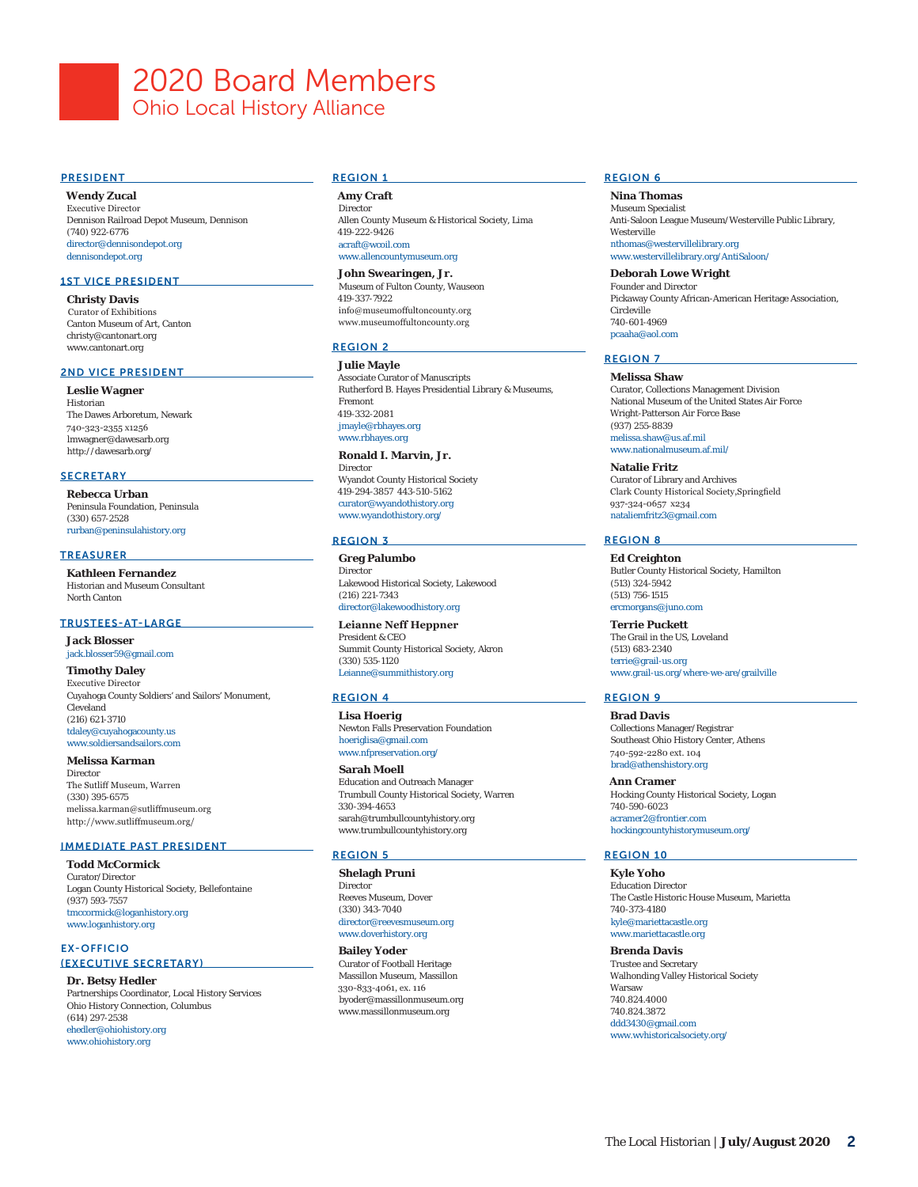# 2020 Board Members

## Ohio Local History Alliance

### PRESIDENT

**Wendy Zucal**
Executive Director
Dennison Railroad Depot Museum, Dennison
(740) 922-6776
director@dennisondepot.org
dennisondepot.org

### 1ST VICE PRESIDENT

**Christy Davis**
Curator of Exhibitions
Canton Museum of Art, Canton
christy@cantonart.org
www.cantonart.org

### 2ND VICE PRESIDENT

**Leslie Wagner**
Historian
The Dawes Arboretum, Newark
740-323-2355 x1256
lmwagner@dawesarb.org
http://dawesarb.org/

### SECRETARY

**Rebecca Urban**
Peninsula Foundation, Peninsula
(330) 657-2528
rurban@peninsulahistory.org

### TREASURER

**Kathleen Fernandez**
Historian and Museum Consultant
North Canton

### TRUSTEES-AT-LARGE

**Jack Blosser**
jack.blosser59@gmail.com

**Timothy Daley**
Executive Director
Cuyahoga County Soldiers' and Sailors' Monument, Cleveland
(216) 621-3710
tdaley@cuyahogacounty.us
www.soldiersandsailors.com

**Melissa Karman**
Director
The Sutliff Museum, Warren
(330) 395-6575
melissa.karman@sutliffmuseum.org
http://www.sutliffmuseum.org/

### IMMEDIATE PAST PRESIDENT

**Todd McCormick**
Curator/Director
Logan County Historical Society, Bellefontaine
(937) 593-7557
tmccormick@loganhistory.org
www.loganhistory.org

### EX-OFFICIO (EXECUTIVE SECRETARY)

**Dr. Betsy Hedler**
Partnerships Coordinator, Local History Services
Ohio History Connection, Columbus
(614) 297-2538
ehedler@ohiohistory.org
www.ohiohistory.org

### REGION 1

**Amy Craft**
Director
Allen County Museum & Historical Society, Lima
419-222-9426
acraft@wcoil.com
www.allencountymuseum.org

**John Swearingen, Jr.**
Museum of Fulton County, Wauseon
419-337-7922
info@museumoffultoncounty.org
www.museumoffultoncounty.org

### REGION 2

**Julie Mayle**
Associate Curator of Manuscripts
Rutherford B. Hayes Presidential Library & Museums, Fremont
419-332-2081
jmayle@rbhayes.org
www.rbhayes.org

**Ronald I. Marvin, Jr.**
Director
Wyandot County Historical Society
419-294-3857 443-510-5162
curator@wyandothistory.org
www.wyandothistory.org/

### REGION 3

**Greg Palumbo**
Director
Lakewood Historical Society, Lakewood
(216) 221-7343
director@lakewoodhistory.org

**Leianne Neff Heppner**
President & CEO
Summit County Historical Society, Akron
(330) 535-1120
Leianne@summithistory.org

### REGION 4

**Lisa Hoerig**
Newton Falls Preservation Foundation
hoeriglisa@gmail.com
www.nfpreservation.org/

**Sarah Moell**
Education and Outreach Manager
Trumbull County Historical Society, Warren
330-394-4653
sarah@trumbullcountyhistory.org
www.trumbullcountyhistory.org

### REGION 5

**Shelagh Pruni**
Director
Reeves Museum, Dover
(330) 343-7040
director@reevesmuseum.org
www.doverhistory.org

**Bailey Yoder**
Curator of Football Heritage
Massillon Museum, Massillon
330-833-4061, ex. 116
byoder@massillonmuseum.org
www.massillonmuseum.org

### REGION 6

**Nina Thomas**
Museum Specialist
Anti-Saloon League Museum/Westerville Public Library, Westerville
nthomas@westervillelibrary.org
www.westervillelibrary.org/AntiSaloon/

**Deborah Lowe Wright**
Founder and Director
Pickaway County African-American Heritage Association, Circleville
740-601-4969
pcaaha@aol.com

### REGION 7

**Melissa Shaw**
Curator, Collections Management Division
National Museum of the United States Air Force
Wright-Patterson Air Force Base
(937) 255-8839
melissa.shaw@us.af.mil
www.nationalmuseum.af.mil/

**Natalie Fritz**
Curator of Library and Archives
Clark County Historical Society,Springfield
937-324-0657 x234
nataliemfritz3@gmail.com

### REGION 8

**Ed Creighton**
Butler County Historical Society, Hamilton
(513) 324-5942
(513) 756-1515
ercmorgans@juno.com

**Terrie Puckett**
The Grail in the US, Loveland
(513) 683-2340
terrie@grail-us.org
www.grail-us.org/where-we-are/grailville

### REGION 9

**Brad Davis**
Collections Manager/Registrar
Southeast Ohio History Center, Athens
740-592-2280 ext. 104
brad@athenshistory.org

**Ann Cramer**
Hocking County Historical Society, Logan
740-590-6023
acramer2@frontier.com
hockingcountyhistorymuseum.org/

### REGION 10

**Kyle Yoho**
Education Director
The Castle Historic House Museum, Marietta
740-373-4180
kyle@mariettacastle.org
www.mariettacastle.org

**Brenda Davis**
Trustee and Secretary
Walhonding Valley Historical Society
Warsaw
740.824.4000
740.824.3872
ddd3430@gmail.com
www.wvhistoricalsociety.org/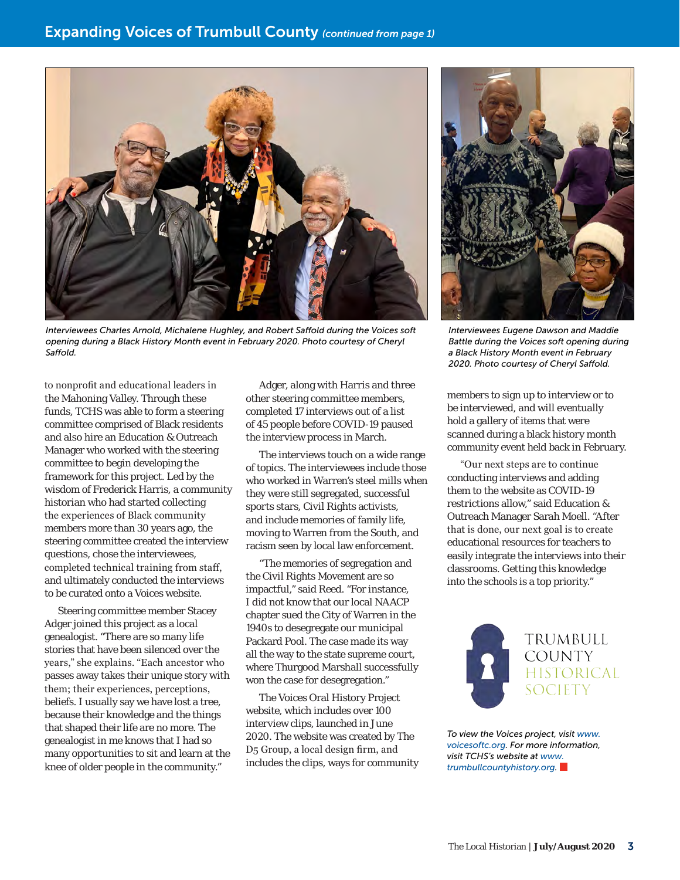## Expanding Voices of Trumbull County *(continued from page 1)*

*Interviewees Charles Arnold, Michalene Hughley, and Robert Saffold during the Voices soft opening during a Black History Month event in February 2020. Photo courtesy of Cheryl Saffold.*

*Interviewees Eugene Dawson and Maddie Battle during the Voices soft opening during a Black History Month event in February 2020. Photo courtesy of Cheryl Saffold.*

to nonprofit and educational leaders in the Mahoning Valley. Through these funds, TCHS was able to form a steering committee comprised of Black residents and also hire an Education & Outreach Manager who worked with the steering committee to begin developing the framework for this project. Led by the wisdom of Frederick Harris, a community historian who had started collecting the experiences of Black community members more than 30 years ago, the steering committee created the interview questions, chose the interviewees, completed technical training from staff, and ultimately conducted the interviews to be curated onto a Voices website.

Steering committee member Stacey Adger joined this project as a local genealogist. "There are so many life stories that have been silenced over the years," she explains. "Each ancestor who passes away takes their unique story with them; their experiences, perceptions, beliefs. I usually say we have lost a tree, because their knowledge and the things that shaped their life are no more. The genealogist in me knows that I had so many opportunities to sit and learn at the knee of older people in the community."

Adger, along with Harris and three other steering committee members, completed 17 interviews out of a list of 45 people before COVID-19 paused the interview process in March.

The interviews touch on a wide range of topics. The interviewees include those who worked in Warren's steel mills when they were still segregated, successful sports stars, Civil Rights activists, and include memories of family life, moving to Warren from the South, and racism seen by local law enforcement.

"The memories of segregation and the Civil Rights Movement are so impactful," said Reed. "For instance, I did not know that our local NAACP chapter sued the City of Warren in the 1940s to desegregate our municipal Packard Pool. The case made its way all the way to the state supreme court, where Thurgood Marshall successfully won the case for desegregation."

The Voices Oral History Project website, which includes over 100 interview clips, launched in June 2020. The website was created by The D5 Group, a local design firm, and includes the clips, ways for community members to sign up to interview or to be interviewed, and will eventually hold a gallery of items that were scanned during a black history month community event held back in February.

"Our next steps are to continue conducting interviews and adding them to the website as COVID-19 restrictions allow," said Education & Outreach Manager Sarah Moell. "After that is done, our next goal is to create educational resources for teachers to easily integrate the interviews into their classrooms. Getting this knowledge into the schools is a top priority."

TRUMBULL COUNTY HISTORICAL SOCIETY

*To view the Voices project, visit www.voicesoftc.org. For more information, visit TCHS's website at www.trumbullcountyhistory.org.*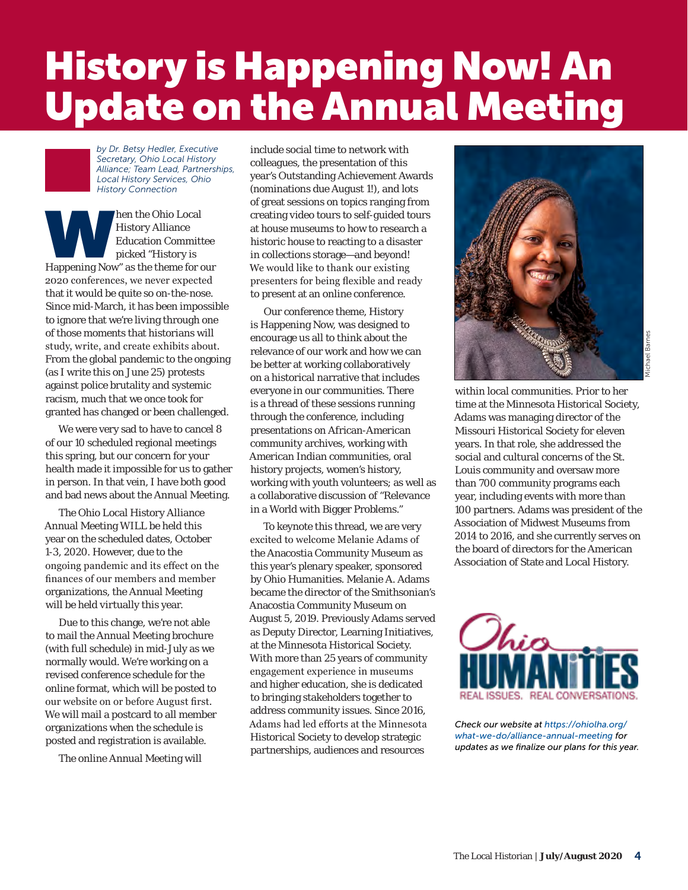# History is Happening Now! An Update on the Annual Meeting

*by Dr. Betsy Hedler, Executive Secretary, Ohio Local History Alliance; Team Lead, Partnerships, Local History Services, Ohio History Connection*

When the Ohio Local History Alliance Education Committee picked "History is Happening Now" as the theme for our 2020 conferences, we never expected that it would be quite so on-the-nose. Since mid-March, it has been impossible to ignore that we're living through one of those moments that historians will study, write, and create exhibits about. From the global pandemic to the ongoing (as I write this on June 25) protests against police brutality and systemic racism, much that we once took for granted has changed or been challenged.

We were very sad to have to cancel 8 of our 10 scheduled regional meetings this spring, but our concern for your health made it impossible for us to gather in person. In that vein, I have both good and bad news about the Annual Meeting.

The Ohio Local History Alliance Annual Meeting WILL be held this year on the scheduled dates, October 1-3, 2020. However, due to the ongoing pandemic and its effect on the finances of our members and member organizations, the Annual Meeting will be held virtually this year.

Due to this change, we're not able to mail the Annual Meeting brochure (with full schedule) in mid-July as we normally would. We're working on a revised conference schedule for the online format, which will be posted to our website on or before August first. We will mail a postcard to all member organizations when the schedule is posted and registration is available.

The online Annual Meeting will include social time to network with colleagues, the presentation of this year's Outstanding Achievement Awards (nominations due August 1!), and lots of great sessions on topics ranging from creating video tours to self-guided tours at house museums to how to research a historic house to reacting to a disaster in collections storage—and beyond! We would like to thank our existing presenters for being flexible and ready to present at an online conference.

Our conference theme, History is Happening Now, was designed to encourage us all to think about the relevance of our work and how we can be better at working collaboratively on a historical narrative that includes everyone in our communities. There is a thread of these sessions running through the conference, including presentations on African-American community archives, working with American Indian communities, oral history projects, women's history, working with youth volunteers; as well as a collaborative discussion of "Relevance in a World with Bigger Problems."

To keynote this thread, we are very excited to welcome Melanie Adams of the Anacostia Community Museum as this year's plenary speaker, sponsored by Ohio Humanities. Melanie A. Adams became the director of the Smithsonian's Anacostia Community Museum on August 5, 2019. Previously Adams served as Deputy Director, Learning Initiatives, at the Minnesota Historical Society. With more than 25 years of community engagement experience in museums and higher education, she is dedicated to bringing stakeholders together to address community issues. Since 2016, Adams had led efforts at the Minnesota Historical Society to develop strategic partnerships, audiences and resources within local communities. Prior to her time at the Minnesota Historical Society, Adams was managing director of the Missouri Historical Society for eleven years. In that role, she addressed the social and cultural concerns of the St. Louis community and oversaw more than 700 community programs each year, including events with more than 100 partners. Adams was president of the Association of Midwest Museums from 2014 to 2016, and she currently serves on the board of directors for the American Association of State and Local History.

Michael Barnes

Ohio HUMANITIES — REAL ISSUES. REAL CONVERSATIONS.

*Check our website at https://ohiolha.org/what-we-do/alliance-annual-meeting for updates as we finalize our plans for this year.*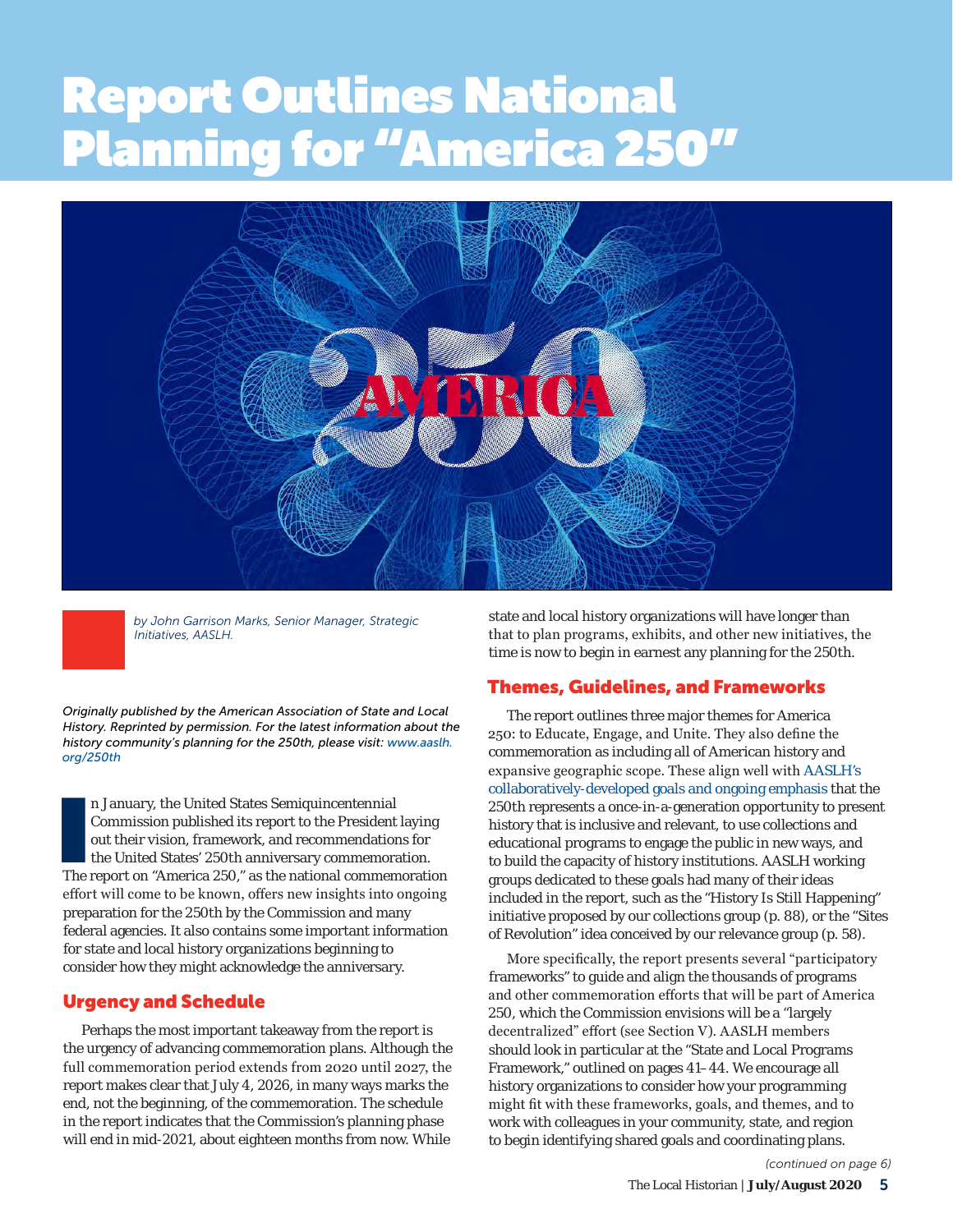# Report Outlines National Planning for "America 250"

*by John Garrison Marks, Senior Manager, Strategic Initiatives, AASLH.*

*Originally published by the American Association of State and Local History. Reprinted by permission. For the latest information about the history community's planning for the 250th, please visit: www.aaslh.org/250th*

In January, the United States Semiquincentennial Commission published its report to the President laying out their vision, framework, and recommendations for the United States' 250th anniversary commemoration. The report on "America 250," as the national commemoration effort will come to be known, offers new insights into ongoing preparation for the 250th by the Commission and many federal agencies. It also contains some important information for state and local history organizations beginning to consider how they might acknowledge the anniversary.

## Urgency and Schedule

Perhaps the most important takeaway from the report is the urgency of advancing commemoration plans. Although the full commemoration period extends from 2020 until 2027, the report makes clear that July 4, 2026, in many ways marks the end, not the beginning, of the commemoration. The schedule in the report indicates that the Commission's planning phase will end in mid-2021, about eighteen months from now. While state and local history organizations will have longer than that to plan programs, exhibits, and other new initiatives, the time is now to begin in earnest any planning for the 250th.

## Themes, Guidelines, and Frameworks

The report outlines three major themes for America 250: to Educate, Engage, and Unite. They also define the commemoration as including all of American history and expansive geographic scope. These align well with AASLH's collaboratively-developed goals and ongoing emphasis that the 250th represents a once-in-a-generation opportunity to present history that is inclusive and relevant, to use collections and educational programs to engage the public in new ways, and to build the capacity of history institutions. AASLH working groups dedicated to these goals had many of their ideas included in the report, such as the "History Is Still Happening" initiative proposed by our collections group (p. 88), or the "Sites of Revolution" idea conceived by our relevance group (p. 58).

More specifically, the report presents several "participatory frameworks" to guide and align the thousands of programs and other commemoration efforts that will be part of America 250, which the Commission envisions will be a "largely decentralized" effort (see Section V). AASLH members should look in particular at the "State and Local Programs Framework," outlined on pages 41–44. We encourage all history organizations to consider how your programming might fit with these frameworks, goals, and themes, and to work with colleagues in your community, state, and region to begin identifying shared goals and coordinating plans.

*(continued on page 6)*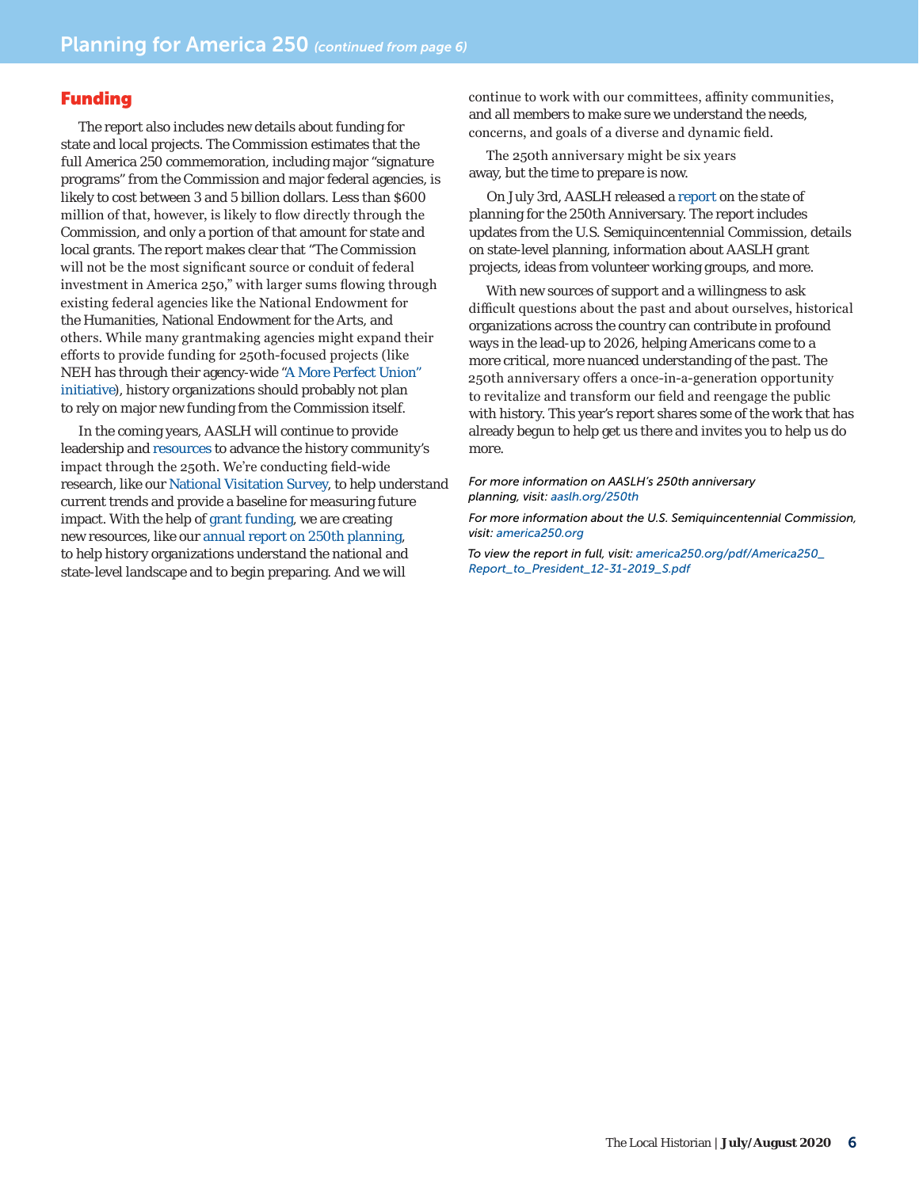## Funding

The report also includes new details about funding for state and local projects. The Commission estimates that the full America 250 commemoration, including major "signature programs" from the Commission and major federal agencies, is likely to cost between 3 and 5 billion dollars. Less than $600 million of that, however, is likely to flow directly through the Commission, and only a portion of that amount for state and local grants. The report makes clear that "The Commission will not be the most significant source or conduit of federal investment in America 250," with larger sums flowing through existing federal agencies like the National Endowment for the Humanities, National Endowment for the Arts, and others. While many grantmaking agencies might expand their efforts to provide funding for 250th-focused projects (like NEH has through their agency-wide "A More Perfect Union" initiative), history organizations should probably not plan to rely on major new funding from the Commission itself.

In the coming years, AASLH will continue to provide leadership and resources to advance the history community's impact through the 250th. We're conducting field-wide research, like our National Visitation Survey, to help understand current trends and provide a baseline for measuring future impact. With the help of grant funding, we are creating new resources, like our annual report on 250th planning, to help history organizations understand the national and state-level landscape and to begin preparing. And we will continue to work with our committees, affinity communities, and all members to make sure we understand the needs, concerns, and goals of a diverse and dynamic field.

The 250th anniversary might be six years away, but the time to prepare is now.

On July 3rd, AASLH released a report on the state of planning for the 250th Anniversary. The report includes updates from the U.S. Semiquincentennial Commission, details on state-level planning, information about AASLH grant projects, ideas from volunteer working groups, and more.

With new sources of support and a willingness to ask difficult questions about the past and about ourselves, historical organizations across the country can contribute in profound ways in the lead-up to 2026, helping Americans come to a more critical, more nuanced understanding of the past. The 250th anniversary offers a once-in-a-generation opportunity to revitalize and transform our field and reengage the public with history. This year's report shares some of the work that has already begun to help get us there and invites you to help us do more.

*For more information on AASLH's 250th anniversary planning, visit: aaslh.org/250th*

*For more information about the U.S. Semiquincentennial Commission, visit: america250.org*

*To view the report in full, visit: america250.org/pdf/America250_Report_to_President_12-31-2019_S.pdf*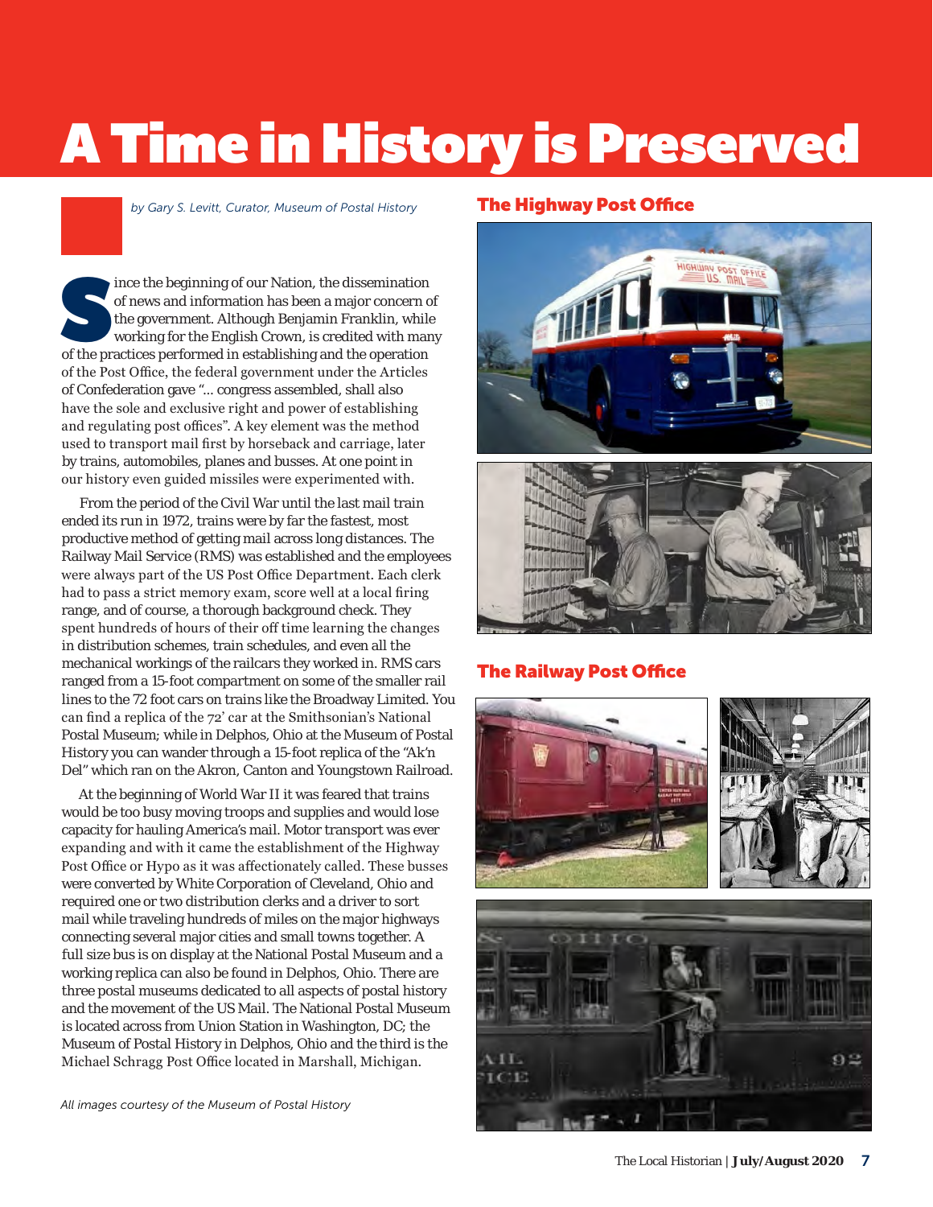# A Time in History is Preserved

*by Gary S. Levitt, Curator, Museum of Postal History*

Since the beginning of our Nation, the dissemination of news and information has been a major concern of the government. Although Benjamin Franklin, while working for the English Crown, is credited with many of the practices performed in establishing and the operation of the Post Office, the federal government under the Articles of Confederation gave "... congress assembled, shall also have the sole and exclusive right and power of establishing and regulating post offices". A key element was the method used to transport mail first by horseback and carriage, later by trains, automobiles, planes and busses. At one point in our history even guided missiles were experimented with.

From the period of the Civil War until the last mail train ended its run in 1972, trains were by far the fastest, most productive method of getting mail across long distances. The Railway Mail Service (RMS) was established and the employees were always part of the US Post Office Department. Each clerk had to pass a strict memory exam, score well at a local firing range, and of course, a thorough background check. They spent hundreds of hours of their off time learning the changes in distribution schemes, train schedules, and even all the mechanical workings of the railcars they worked in. RMS cars ranged from a 15-foot compartment on some of the smaller rail lines to the 72 foot cars on trains like the Broadway Limited. You can find a replica of the 72' car at the Smithsonian's National Postal Museum; while in Delphos, Ohio at the Museum of Postal History you can wander through a 15-foot replica of the "Ak'n Del" which ran on the Akron, Canton and Youngstown Railroad.

At the beginning of World War II it was feared that trains would be too busy moving troops and supplies and would lose capacity for hauling America's mail. Motor transport was ever expanding and with it came the establishment of the Highway Post Office or Hypo as it was affectionately called. These busses were converted by White Corporation of Cleveland, Ohio and required one or two distribution clerks and a driver to sort mail while traveling hundreds of miles on the major highways connecting several major cities and small towns together. A full size bus is on display at the National Postal Museum and a working replica can also be found in Delphos, Ohio. There are three postal museums dedicated to all aspects of postal history and the movement of the US Mail. The National Postal Museum is located across from Union Station in Washington, DC; the Museum of Postal History in Delphos, Ohio and the third is the Michael Schragg Post Office located in Marshall, Michigan.

*All images courtesy of the Museum of Postal History*

## The Highway Post Office

## The Railway Post Office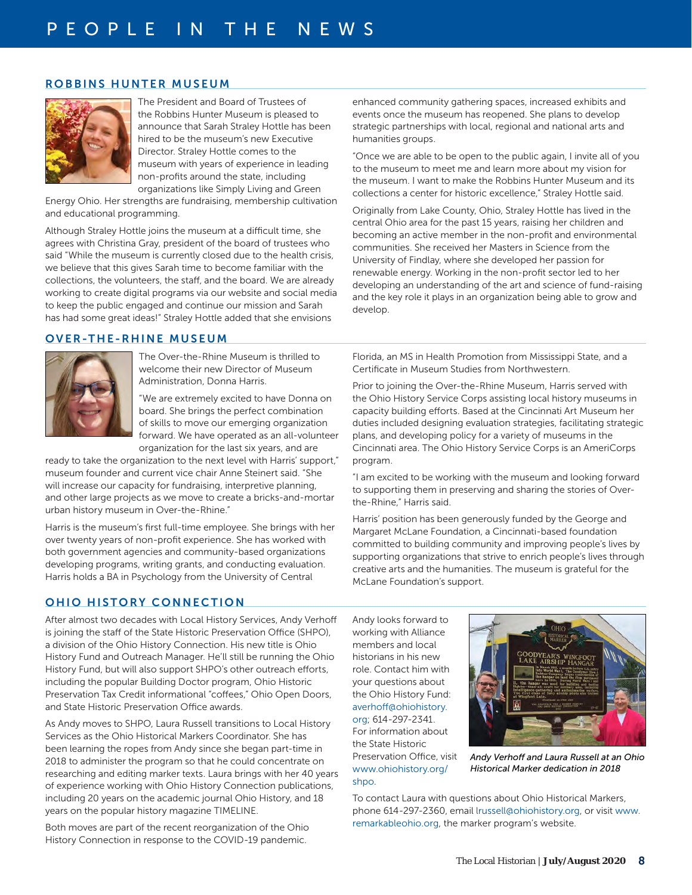# PEOPLE IN THE NEWS

## ROBBINS HUNTER MUSEUM

The President and Board of Trustees of the Robbins Hunter Museum is pleased to announce that Sarah Straley Hottle has been hired to be the museum's new Executive Director. Straley Hottle comes to the museum with years of experience in leading non-profits around the state, including organizations like Simply Living and Green Energy Ohio. Her strengths are fundraising, membership cultivation and educational programming.

Although Straley Hottle joins the museum at a difficult time, she agrees with Christina Gray, president of the board of trustees who said "While the museum is currently closed due to the health crisis, we believe that this gives Sarah time to become familiar with the collections, the volunteers, the staff, and the board. We are already working to create digital programs via our website and social media to keep the public engaged and continue our mission and Sarah has had some great ideas!" Straley Hottle added that she envisions enhanced community gathering spaces, increased exhibits and events once the museum has reopened. She plans to develop strategic partnerships with local, regional and national arts and humanities groups.

"Once we are able to be open to the public again, I invite all of you to the museum to meet me and learn more about my vision for the museum. I want to make the Robbins Hunter Museum and its collections a center for historic excellence," Straley Hottle said.

Originally from Lake County, Ohio, Straley Hottle has lived in the central Ohio area for the past 15 years, raising her children and becoming an active member in the non-profit and environmental communities. She received her Masters in Science from the University of Findlay, where she developed her passion for renewable energy. Working in the non-profit sector led to her developing an understanding of the art and science of fund-raising and the key role it plays in an organization being able to grow and develop.

## OVER-THE-RHINE MUSEUM

The Over-the-Rhine Museum is thrilled to welcome their new Director of Museum Administration, Donna Harris.

"We are extremely excited to have Donna on board. She brings the perfect combination of skills to move our emerging organization forward. We have operated as an all-volunteer organization for the last six years, and are ready to take the organization to the next level with Harris' support," museum founder and current vice chair Anne Steinert said. "She will increase our capacity for fundraising, interpretive planning, and other large projects as we move to create a bricks-and-mortar urban history museum in Over-the-Rhine."

Harris is the museum's first full-time employee. She brings with her over twenty years of non-profit experience. She has worked with both government agencies and community-based organizations developing programs, writing grants, and conducting evaluation. Harris holds a BA in Psychology from the University of Central Florida, an MS in Health Promotion from Mississippi State, and a Certificate in Museum Studies from Northwestern.

Prior to joining the Over-the-Rhine Museum, Harris served with the Ohio History Service Corps assisting local history museums in capacity building efforts. Based at the Cincinnati Art Museum her duties included designing evaluation strategies, facilitating strategic plans, and developing policy for a variety of museums in the Cincinnati area. The Ohio History Service Corps is an AmeriCorps program.

"I am excited to be working with the museum and looking forward to supporting them in preserving and sharing the stories of Over-the-Rhine," Harris said.

Harris' position has been generously funded by the George and Margaret McLane Foundation, a Cincinnati-based foundation committed to building community and improving people's lives by supporting organizations that strive to enrich people's lives through creative arts and the humanities. The museum is grateful for the McLane Foundation's support.

## OHIO HISTORY CONNECTION

After almost two decades with Local History Services, Andy Verhoff is joining the staff of the State Historic Preservation Office (SHPO), a division of the Ohio History Connection. His new title is Ohio History Fund and Outreach Manager. He'll still be running the Ohio History Fund, but will also support SHPO's other outreach efforts, including the popular Building Doctor program, Ohio Historic Preservation Tax Credit informational "coffees," Ohio Open Doors, and State Historic Preservation Office awards.

As Andy moves to SHPO, Laura Russell transitions to Local History Services as the Ohio Historical Markers Coordinator. She has been learning the ropes from Andy since she began part-time in 2018 to administer the program so that he could concentrate on researching and editing marker texts. Laura brings with her 40 years of experience working with Ohio History Connection publications, including 20 years on the academic journal Ohio History, and 18 years on the popular history magazine TIMELINE.

Both moves are part of the recent reorganization of the Ohio History Connection in response to the COVID-19 pandemic.

Andy looks forward to working with Alliance members and local historians in his new role. Contact him with your questions about the Ohio History Fund: averhoff@ohiohistory.org; 614-297-2341. For information about the State Historic Preservation Office, visit www.ohiohistory.org/shpo.

*Andy Verhoff and Laura Russell at an Ohio Historical Marker dedication in 2018*

To contact Laura with questions about Ohio Historical Markers, phone 614-297-2360, email lrussell@ohiohistory.org, or visit www.remarkableohio.org, the marker program's website.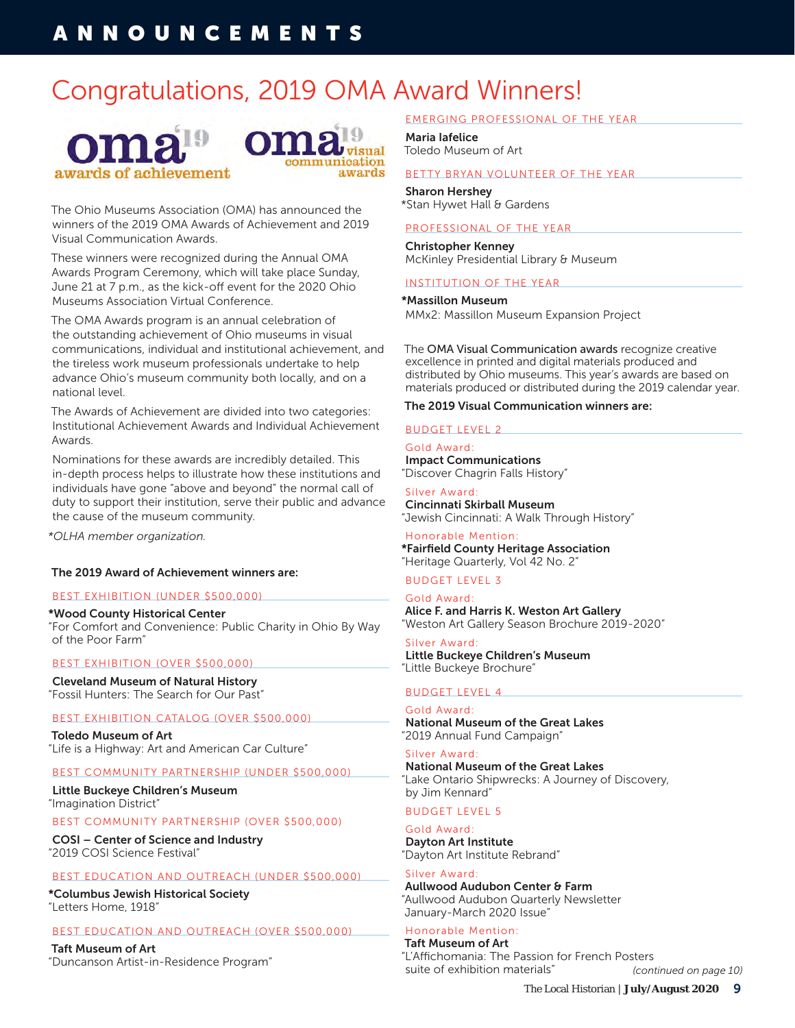# Congratulations, 2019 OMA Award Winners!

oma'19 awards of achievement — oma'19 visual communication awards

The Ohio Museums Association (OMA) has announced the winners of the 2019 OMA Awards of Achievement and 2019 Visual Communication Awards.

These winners were recognized during the Annual OMA Awards Program Ceremony, which will take place Sunday, June 21 at 7 p.m., as the kick-off event for the 2020 Ohio Museums Association Virtual Conference.

The OMA Awards program is an annual celebration of the outstanding achievement of Ohio museums in visual communications, individual and institutional achievement, and the tireless work museum professionals undertake to help advance Ohio's museum community both locally, and on a national level.

The Awards of Achievement are divided into two categories: Institutional Achievement Awards and Individual Achievement Awards.

Nominations for these awards are incredibly detailed. This in-depth process helps to illustrate how these institutions and individuals have gone "above and beyond" the normal call of duty to support their institution, serve their public and advance the cause of the museum community.

*\*OLHA member organization.*

**The 2019 Award of Achievement winners are:**

### BEST EXHIBITION (UNDER $500,000)

**\*Wood County Historical Center**
"For Comfort and Convenience: Public Charity in Ohio By Way of the Poor Farm"

### BEST EXHIBITION (OVER $500,000)

**Cleveland Museum of Natural History**
"Fossil Hunters: The Search for Our Past"

### BEST EXHIBITION CATALOG (OVER $500,000)

**Toledo Museum of Art**
"Life is a Highway: Art and American Car Culture"

### BEST COMMUNITY PARTNERSHIP (UNDER $500,000)

**Little Buckeye Children's Museum**
"Imagination District"

### BEST COMMUNITY PARTNERSHIP (OVER $500,000)

**COSI – Center of Science and Industry**
"2019 COSI Science Festival"

### BEST EDUCATION AND OUTREACH (UNDER $500,000)

**\*Columbus Jewish Historical Society**
"Letters Home, 1918"

### BEST EDUCATION AND OUTREACH (OVER $500,000)

**Taft Museum of Art**
"Duncanson Artist-in-Residence Program"

### EMERGING PROFESSIONAL OF THE YEAR

**Maria Iafelice**
Toledo Museum of Art

### BETTY BRYAN VOLUNTEER OF THE YEAR

**Sharon Hershey**
\*Stan Hywet Hall & Gardens

### PROFESSIONAL OF THE YEAR

**Christopher Kenney**
McKinley Presidential Library & Museum

### INSTITUTION OF THE YEAR

**\*Massillon Museum**
MMx2: Massillon Museum Expansion Project

The **OMA Visual Communication awards** recognize creative excellence in printed and digital materials produced and distributed by Ohio museums. This year's awards are based on materials produced or distributed during the 2019 calendar year.

**The 2019 Visual Communication winners are:**

### BUDGET LEVEL 2

Gold Award:
**Impact Communications**
"Discover Chagrin Falls History"

Silver Award:
**Cincinnati Skirball Museum**
"Jewish Cincinnati: A Walk Through History"

Honorable Mention:
**\*Fairfield County Heritage Association**
"Heritage Quarterly, Vol 42 No. 2"

### BUDGET LEVEL 3

Gold Award:
**Alice F. and Harris K. Weston Art Gallery**
"Weston Art Gallery Season Brochure 2019-2020"

Silver Award:
**Little Buckeye Children's Museum**
"Little Buckeye Brochure"

### BUDGET LEVEL 4

Gold Award:
**National Museum of the Great Lakes**
"2019 Annual Fund Campaign"

Silver Award:
**National Museum of the Great Lakes**
"Lake Ontario Shipwrecks: A Journey of Discovery, by Jim Kennard"

### BUDGET LEVEL 5

Gold Award:
**Dayton Art Institute**
"Dayton Art Institute Rebrand"

Silver Award:
**Aullwood Audubon Center & Farm**
"Aullwood Audubon Quarterly Newsletter January-March 2020 Issue"

Honorable Mention:
**Taft Museum of Art**
"L'Affichomania: The Passion for French Posters suite of exhibition materials"

*(continued on page 10)*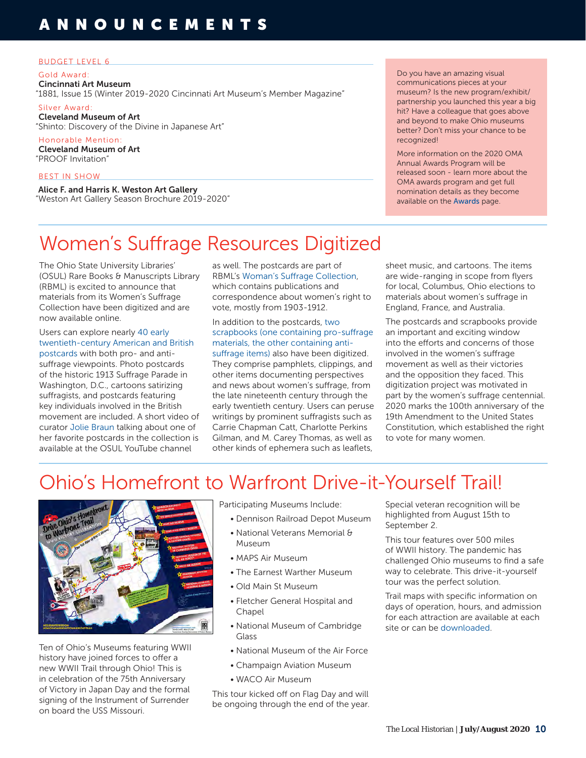# ANNOUNCEMENTS

BUDGET LEVEL 6

Gold Award:
**Cincinnati Art Museum**
"1881, Issue 15 (Winter 2019-2020 Cincinnati Art Museum's Member Magazine"

Silver Award:
**Cleveland Museum of Art**
"Shinto: Discovery of the Divine in Japanese Art"

Honorable Mention:
**Cleveland Museum of Art**
"PROOF Invitation"

BEST IN SHOW

**Alice F. and Harris K. Weston Art Gallery**
"Weston Art Gallery Season Brochure 2019-2020"

Do you have an amazing visual communications pieces at your museum? Is the new program/exhibit/partnership you launched this year a big hit? Have a colleague that goes above and beyond to make Ohio museums better? Don't miss your chance to be recognized!

More information on the 2020 OMA Annual Awards Program will be released soon - learn more about the OMA awards program and get full nomination details as they become available on the Awards page.

## Women's Suffrage Resources Digitized

The Ohio State University Libraries' (OSUL) Rare Books & Manuscripts Library (RBML) is excited to announce that materials from its Women's Suffrage Collection have been digitized and are now available online.

Users can explore nearly 40 early twentieth-century American and British postcards with both pro- and anti-suffrage viewpoints. Photo postcards of the historic 1913 Suffrage Parade in Washington, D.C., cartoons satirizing suffragists, and postcards featuring key individuals involved in the British movement are included. A short video of curator Jolie Braun talking about one of her favorite postcards in the collection is available at the OSUL YouTube channel as well. The postcards are part of RBML's Woman's Suffrage Collection, which contains publications and correspondence about women's right to vote, mostly from 1903-1912.

In addition to the postcards, two scrapbooks (one containing pro-suffrage materials, the other containing anti-suffrage items) also have been digitized. They comprise pamphlets, clippings, and other items documenting perspectives and news about women's suffrage, from the late nineteenth century through the early twentieth century. Users can peruse writings by prominent suffragists such as Carrie Chapman Catt, Charlotte Perkins Gilman, and M. Carey Thomas, as well as other kinds of ephemera such as leaflets, sheet music, and cartoons. The items are wide-ranging in scope from flyers for local, Columbus, Ohio elections to materials about women's suffrage in England, France, and Australia.

The postcards and scrapbooks provide an important and exciting window into the efforts and concerns of those involved in the women's suffrage movement as well as their victories and the opposition they faced. This digitization project was motivated in part by the women's suffrage centennial. 2020 marks the 100th anniversary of the 19th Amendment to the United States Constitution, which established the right to vote for many women.

## Ohio's Homefront to Warfront Drive-it-Yourself Trail!

Ten of Ohio's Museums featuring WWII history have joined forces to offer a new WWII Trail through Ohio! This is in celebration of the 75th Anniversary of Victory in Japan Day and the formal signing of the Instrument of Surrender on board the USS Missouri.

Participating Museums Include:

- Dennison Railroad Depot Museum
- National Veterans Memorial & Museum
- MAPS Air Museum
- The Earnest Warther Museum
- Old Main St Museum
- Fletcher General Hospital and Chapel
- National Museum of Cambridge Glass
- National Museum of the Air Force
- Champaign Aviation Museum
- WACO Air Museum

This tour kicked off on Flag Day and will be ongoing through the end of the year.

Special veteran recognition will be highlighted from August 15th to September 2.

This tour features over 500 miles of WWII history. The pandemic has challenged Ohio museums to find a safe way to celebrate. This drive-it-yourself tour was the perfect solution.

Trail maps with specific information on days of operation, hours, and admission for each attraction are available at each site or can be downloaded.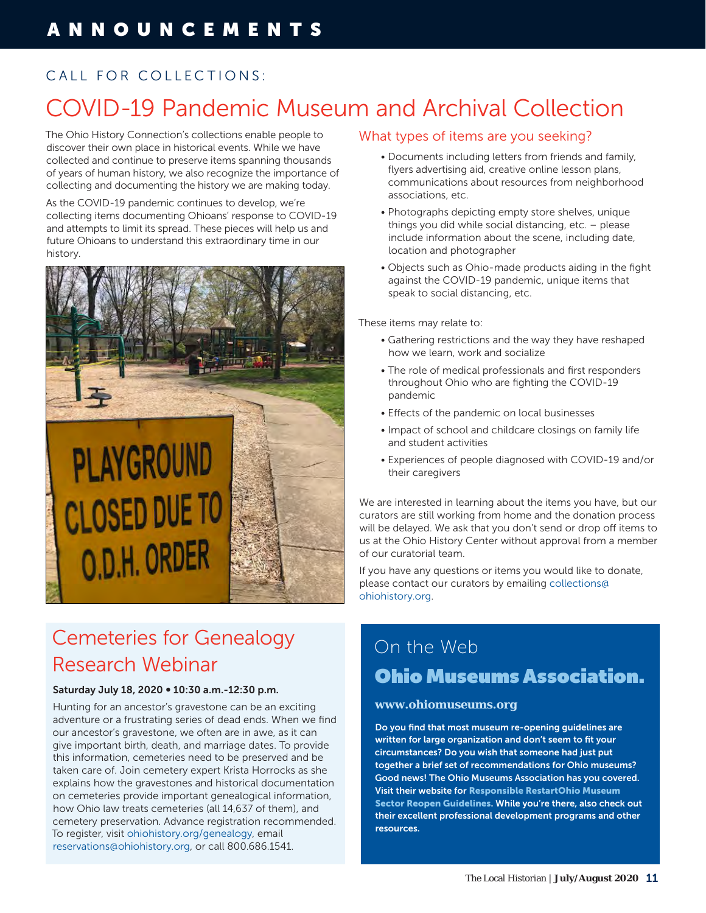# ANNOUNCEMENTS

CALL FOR COLLECTIONS:

## COVID-19 Pandemic Museum and Archival Collection

The Ohio History Connection's collections enable people to discover their own place in historical events. While we have collected and continue to preserve items spanning thousands of years of human history, we also recognize the importance of collecting and documenting the history we are making today.

As the COVID-19 pandemic continues to develop, we're collecting items documenting Ohioans' response to COVID-19 and attempts to limit its spread. These pieces will help us and future Ohioans to understand this extraordinary time in our history.

### What types of items are you seeking?

- Documents including letters from friends and family, flyers advertising aid, creative online lesson plans, communications about resources from neighborhood associations, etc.
- Photographs depicting empty store shelves, unique things you did while social distancing, etc. – please include information about the scene, including date, location and photographer
- Objects such as Ohio-made products aiding in the fight against the COVID-19 pandemic, unique items that speak to social distancing, etc.

These items may relate to:

- Gathering restrictions and the way they have reshaped how we learn, work and socialize
- The role of medical professionals and first responders throughout Ohio who are fighting the COVID-19 pandemic
- Effects of the pandemic on local businesses
- Impact of school and childcare closings on family life and student activities
- Experiences of people diagnosed with COVID-19 and/or their caregivers

We are interested in learning about the items you have, but our curators are still working from home and the donation process will be delayed. We ask that you don't send or drop off items to us at the Ohio History Center without approval from a member of our curatorial team.

If you have any questions or items you would like to donate, please contact our curators by emailing collections@ohiohistory.org.

## Cemeteries for Genealogy Research Webinar

**Saturday July 18, 2020 • 10:30 a.m.-12:30 p.m.**

Hunting for an ancestor's gravestone can be an exciting adventure or a frustrating series of dead ends. When we find our ancestor's gravestone, we often are in awe, as it can give important birth, death, and marriage dates. To provide this information, cemeteries need to be preserved and be taken care of. Join cemetery expert Krista Horrocks as she explains how the gravestones and historical documentation on cemeteries provide important genealogical information, how Ohio law treats cemeteries (all 14,637 of them), and cemetery preservation. Advance registration recommended. To register, visit ohiohistory.org/genealogy, email reservations@ohiohistory.org, or call 800.686.1541.

## On the Web

### Ohio Museums Association.

**www.ohiomuseums.org**

**Do you find that most museum re-opening guidelines are written for large organization and don't seem to fit your circumstances? Do you wish that someone had just put together a brief set of recommendations for Ohio museums? Good news! The Ohio Museums Association has you covered. Visit their website for Responsible RestartOhio Museum Sector Reopen Guidelines. While you're there, also check out their excellent professional development programs and other resources.**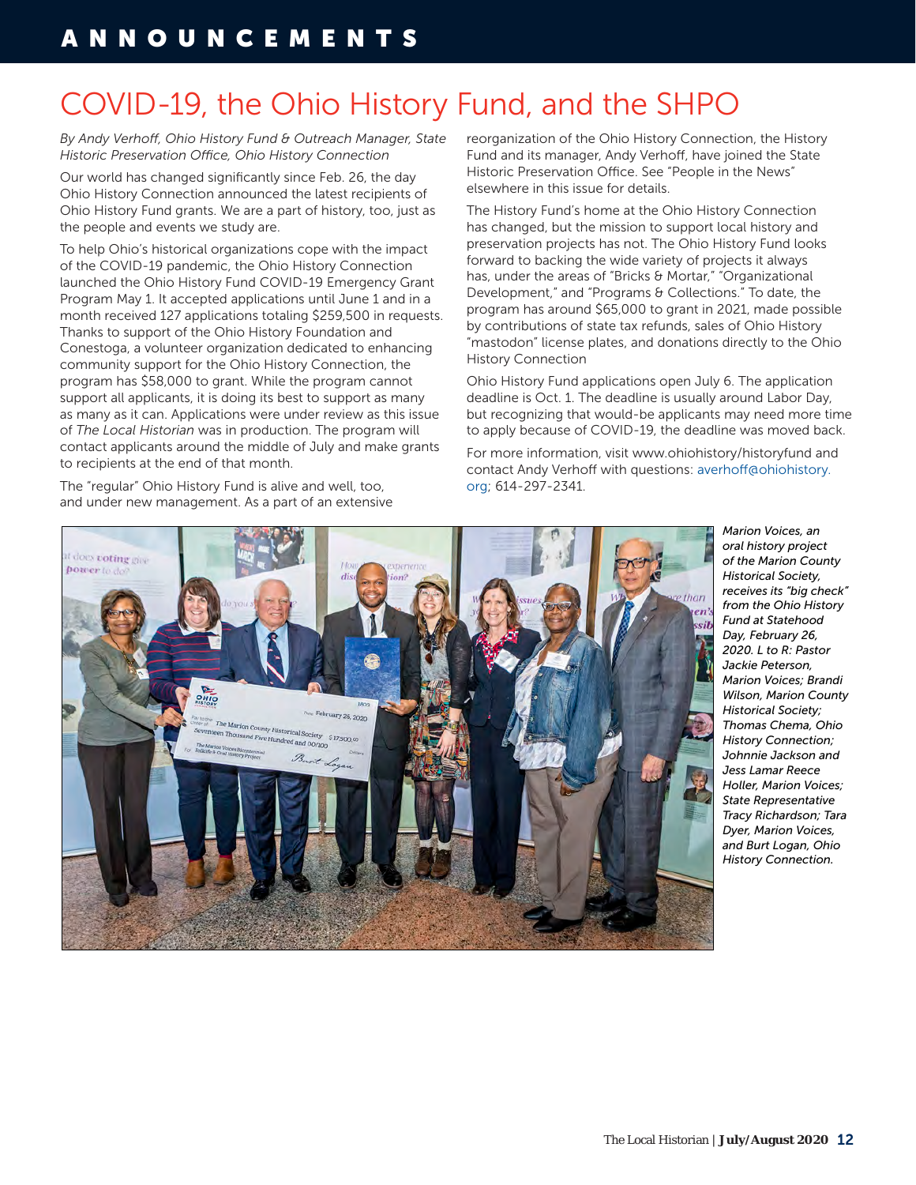# COVID-19, the Ohio History Fund, and the SHPO

*By Andy Verhoff, Ohio History Fund & Outreach Manager, State Historic Preservation Office, Ohio History Connection*

Our world has changed significantly since Feb. 26, the day Ohio History Connection announced the latest recipients of Ohio History Fund grants. We are a part of history, too, just as the people and events we study are.

To help Ohio's historical organizations cope with the impact of the COVID-19 pandemic, the Ohio History Connection launched the Ohio History Fund COVID-19 Emergency Grant Program May 1. It accepted applications until June 1 and in a month received 127 applications totaling $259,500 in requests. Thanks to support of the Ohio History Foundation and Conestoga, a volunteer organization dedicated to enhancing community support for the Ohio History Connection, the program has $58,000 to grant. While the program cannot support all applicants, it is doing its best to support as many as many as it can. Applications were under review as this issue of *The Local Historian* was in production. The program will contact applicants around the middle of July and make grants to recipients at the end of that month.

The "regular" Ohio History Fund is alive and well, too, and under new management. As a part of an extensive reorganization of the Ohio History Connection, the History Fund and its manager, Andy Verhoff, have joined the State Historic Preservation Office. See "People in the News" elsewhere in this issue for details.

The History Fund's home at the Ohio History Connection has changed, but the mission to support local history and preservation projects has not. The Ohio History Fund looks forward to backing the wide variety of projects it always has, under the areas of "Bricks & Mortar," "Organizational Development," and "Programs & Collections." To date, the program has around $65,000 to grant in 2021, made possible by contributions of state tax refunds, sales of Ohio History "mastodon" license plates, and donations directly to the Ohio History Connection

Ohio History Fund applications open July 6. The application deadline is Oct. 1. The deadline is usually around Labor Day, but recognizing that would-be applicants may need more time to apply because of COVID-19, the deadline was moved back.

For more information, visit www.ohiohistory/historyfund and contact Andy Verhoff with questions: averhoff@ohiohistory.org; 614-297-2341.

*Marion Voices, an oral history project of the Marion County Historical Society, receives its "big check" from the Ohio History Fund at Statehood Day, February 26, 2020. L to R: Pastor Jackie Peterson, Marion Voices; Brandi Wilson, Marion County Historical Society; Thomas Chema, Ohio History Connection; Johnnie Jackson and Jess Lamar Reece Holler, Marion Voices; State Representative Tracy Richardson; Tara Dyer, Marion Voices, and Burt Logan, Ohio History Connection.*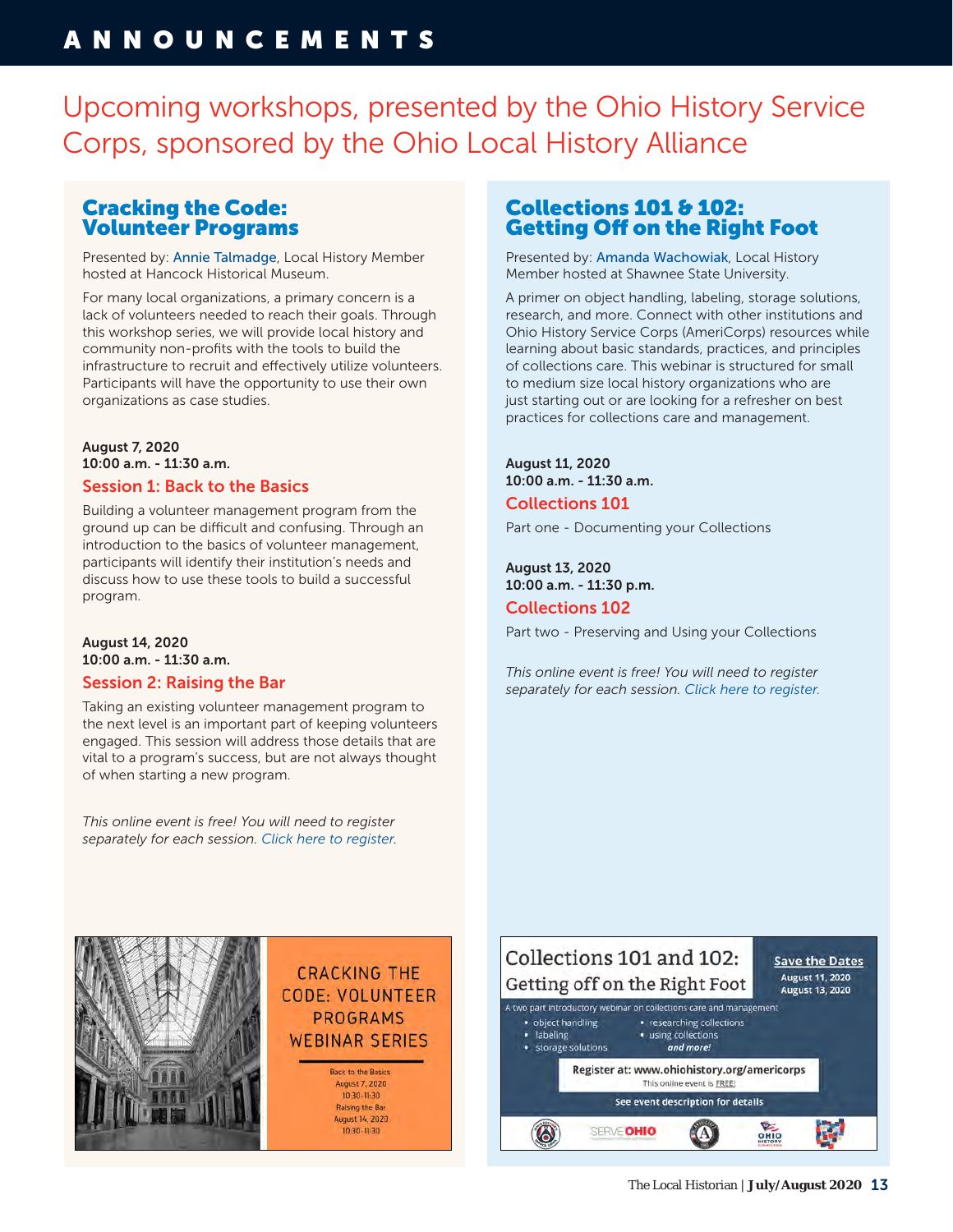# ANNOUNCEMENTS

## Upcoming workshops, presented by the Ohio History Service Corps, sponsored by the Ohio Local History Alliance

### Cracking the Code: Volunteer Programs

Presented by: Annie Talmadge, Local History Member hosted at Hancock Historical Museum.

For many local organizations, a primary concern is a lack of volunteers needed to reach their goals. Through this workshop series, we will provide local history and community non-profits with the tools to build the infrastructure to recruit and effectively utilize volunteers. Participants will have the opportunity to use their own organizations as case studies.

**August 7, 2020**
**10:00 a.m. - 11:30 a.m.**

#### Session 1: Back to the Basics

Building a volunteer management program from the ground up can be difficult and confusing. Through an introduction to the basics of volunteer management, participants will identify their institution's needs and discuss how to use these tools to build a successful program.

**August 14, 2020**
**10:00 a.m. - 11:30 a.m.**

#### Session 2: Raising the Bar

Taking an existing volunteer management program to the next level is an important part of keeping volunteers engaged. This session will address those details that are vital to a program's success, but are not always thought of when starting a new program.

*This online event is free! You will need to register separately for each session. Click here to register.*

CRACKING THE CODE: VOLUNTEER PROGRAMS WEBINAR SERIES

Back to the Basics
August 7, 2020
10:30-11:30
Raising the Bar
August 14, 2020
10:30-11:30

### Collections 101 & 102: Getting Off on the Right Foot

Presented by: Amanda Wachowiak, Local History Member hosted at Shawnee State University.

A primer on object handling, labeling, storage solutions, research, and more. Connect with other institutions and Ohio History Service Corps (AmeriCorps) resources while learning about basic standards, practices, and principles of collections care. This webinar is structured for small to medium size local history organizations who are just starting out or are looking for a refresher on best practices for collections care and management.

**August 11, 2020**
**10:00 a.m. - 11:30 a.m.**

#### Collections 101

Part one - Documenting your Collections

**August 13, 2020**
**10:00 a.m. - 11:30 p.m.**

#### Collections 102

Part two - Preserving and Using your Collections

*This online event is free! You will need to register separately for each session. Click here to register.*

Collections 101 and 102: Getting off on the Right Foot

**Save the Dates**
August 11, 2020
August 13, 2020

A two part introductory webinar on collections care and management

- object handling
- labeling
- storage solutions
- researching collections
- using collections

*and more!*

**Register at: www.ohiohistory.org/americorps**
This online event is FREE!

See event description for details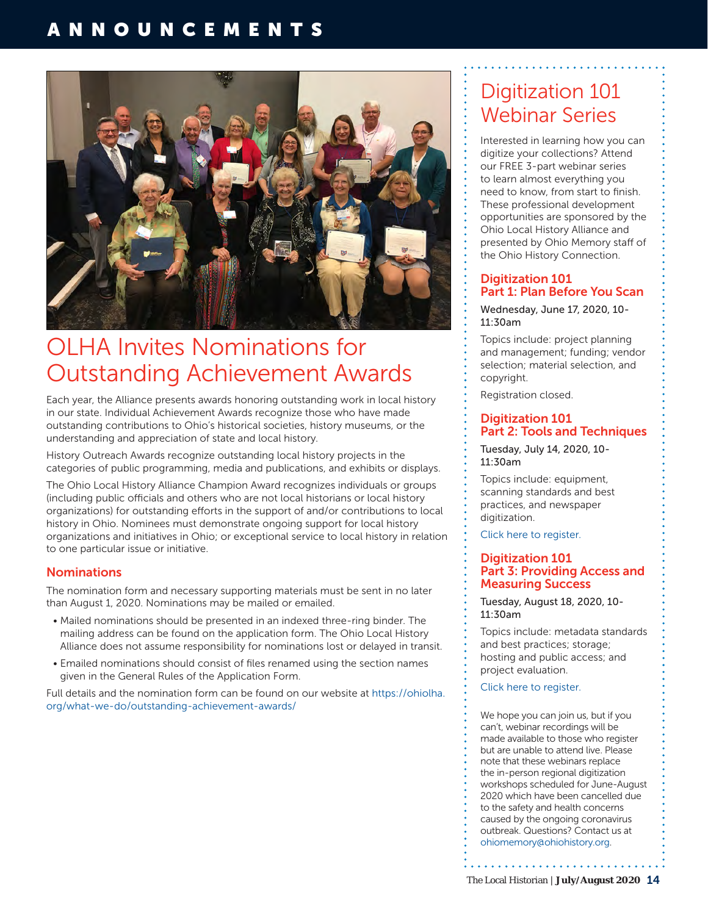# ANNOUNCEMENTS

## OLHA Invites Nominations for Outstanding Achievement Awards

Each year, the Alliance presents awards honoring outstanding work in local history in our state. Individual Achievement Awards recognize those who have made outstanding contributions to Ohio's historical societies, history museums, or the understanding and appreciation of state and local history.

History Outreach Awards recognize outstanding local history projects in the categories of public programming, media and publications, and exhibits or displays.

The Ohio Local History Alliance Champion Award recognizes individuals or groups (including public officials and others who are not local historians or local history organizations) for outstanding efforts in the support of and/or contributions to local history in Ohio. Nominees must demonstrate ongoing support for local history organizations and initiatives in Ohio; or exceptional service to local history in relation to one particular issue or initiative.

### Nominations

The nomination form and necessary supporting materials must be sent in no later than August 1, 2020. Nominations may be mailed or emailed.

- Mailed nominations should be presented in an indexed three-ring binder. The mailing address can be found on the application form. The Ohio Local History Alliance does not assume responsibility for nominations lost or delayed in transit.
- Emailed nominations should consist of files renamed using the section names given in the General Rules of the Application Form.

Full details and the nomination form can be found on our website at https://ohiolha.org/what-we-do/outstanding-achievement-awards/

## Digitization 101 Webinar Series

Interested in learning how you can digitize your collections? Attend our FREE 3-part webinar series to learn almost everything you need to know, from start to finish. These professional development opportunities are sponsored by the Ohio Local History Alliance and presented by Ohio Memory staff of the Ohio History Connection.

### Digitization 101 Part 1: Plan Before You Scan

Wednesday, June 17, 2020, 10-11:30am

Topics include: project planning and management; funding; vendor selection; material selection, and copyright.

Registration closed.

### Digitization 101 Part 2: Tools and Techniques

Tuesday, July 14, 2020, 10-11:30am

Topics include: equipment, scanning standards and best practices, and newspaper digitization.

Click here to register.

### Digitization 101 Part 3: Providing Access and Measuring Success

Tuesday, August 18, 2020, 10-11:30am

Topics include: metadata standards and best practices; storage; hosting and public access; and project evaluation.

Click here to register.

We hope you can join us, but if you can't, webinar recordings will be made available to those who register but are unable to attend live. Please note that these webinars replace the in-person regional digitization workshops scheduled for June-August 2020 which have been cancelled due to the safety and health concerns caused by the ongoing coronavirus outbreak. Questions? Contact us at ohiomemory@ohiohistory.org.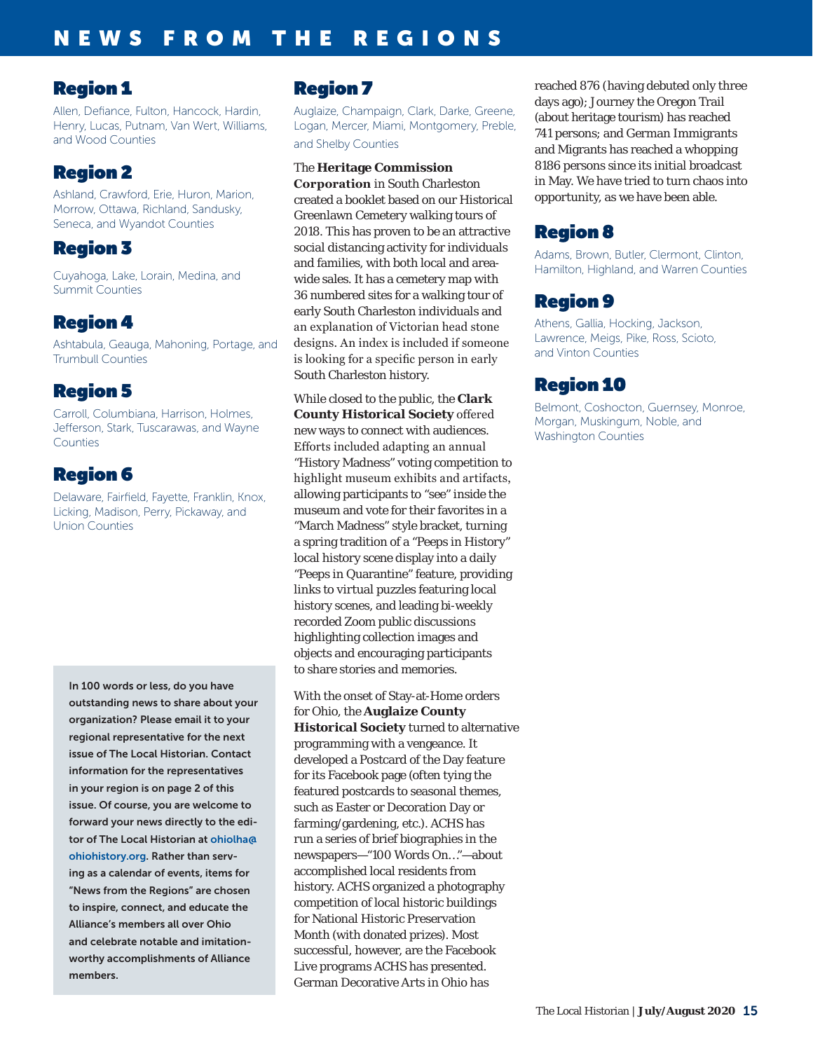# NEWS FROM THE REGIONS

## Region 1

Allen, Defiance, Fulton, Hancock, Hardin, Henry, Lucas, Putnam, Van Wert, Williams, and Wood Counties

## Region 2

Ashland, Crawford, Erie, Huron, Marion, Morrow, Ottawa, Richland, Sandusky, Seneca, and Wyandot Counties

## Region 3

Cuyahoga, Lake, Lorain, Medina, and Summit Counties

## Region 4

Ashtabula, Geauga, Mahoning, Portage, and Trumbull Counties

## Region 5

Carroll, Columbiana, Harrison, Holmes, Jefferson, Stark, Tuscarawas, and Wayne Counties

## Region 6

Delaware, Fairfield, Fayette, Franklin, Knox, Licking, Madison, Perry, Pickaway, and Union Counties

**In 100 words or less, do you have outstanding news to share about your organization? Please email it to your regional representative for the next issue of The Local Historian. Contact information for the representatives in your region is on page 2 of this issue. Of course, you are welcome to forward your news directly to the editor of The Local Historian at ohiolha@ohiohistory.org. Rather than serving as a calendar of events, items for "News from the Regions" are chosen to inspire, connect, and educate the Alliance's members all over Ohio and celebrate notable and imitation-worthy accomplishments of Alliance members.**

## Region 7

Auglaize, Champaign, Clark, Darke, Greene, Logan, Mercer, Miami, Montgomery, Preble, and Shelby Counties

The **Heritage Commission Corporation** in South Charleston created a booklet based on our Historical Greenlawn Cemetery walking tours of 2018. This has proven to be an attractive social distancing activity for individuals and families, with both local and area-wide sales. It has a cemetery map with 36 numbered sites for a walking tour of early South Charleston individuals and an explanation of Victorian head stone designs. An index is included if someone is looking for a specific person in early South Charleston history.

While closed to the public, the **Clark County Historical Society** offered new ways to connect with audiences. Efforts included adapting an annual "History Madness" voting competition to highlight museum exhibits and artifacts, allowing participants to "see" inside the museum and vote for their favorites in a "March Madness" style bracket, turning a spring tradition of a "Peeps in History" local history scene display into a daily "Peeps in Quarantine" feature, providing links to virtual puzzles featuring local history scenes, and leading bi-weekly recorded Zoom public discussions highlighting collection images and objects and encouraging participants to share stories and memories.

With the onset of Stay-at-Home orders for Ohio, the **Auglaize County Historical Society** turned to alternative programming with a vengeance. It developed a Postcard of the Day feature for its Facebook page (often tying the featured postcards to seasonal themes, such as Easter or Decoration Day or farming/gardening, etc.). ACHS has run a series of brief biographies in the newspapers—"100 Words On…"—about accomplished local residents from history. ACHS organized a photography competition of local historic buildings for National Historic Preservation Month (with donated prizes). Most successful, however, are the Facebook Live programs ACHS has presented. German Decorative Arts in Ohio has reached 876 (having debuted only three days ago); Journey the Oregon Trail (about heritage tourism) has reached 741 persons; and German Immigrants and Migrants has reached a whopping 8186 persons since its initial broadcast in May. We have tried to turn chaos into opportunity, as we have been able.

## Region 8

Adams, Brown, Butler, Clermont, Clinton, Hamilton, Highland, and Warren Counties

## Region 9

Athens, Gallia, Hocking, Jackson, Lawrence, Meigs, Pike, Ross, Scioto, and Vinton Counties

## Region 10

Belmont, Coshocton, Guernsey, Monroe, Morgan, Muskingum, Noble, and Washington Counties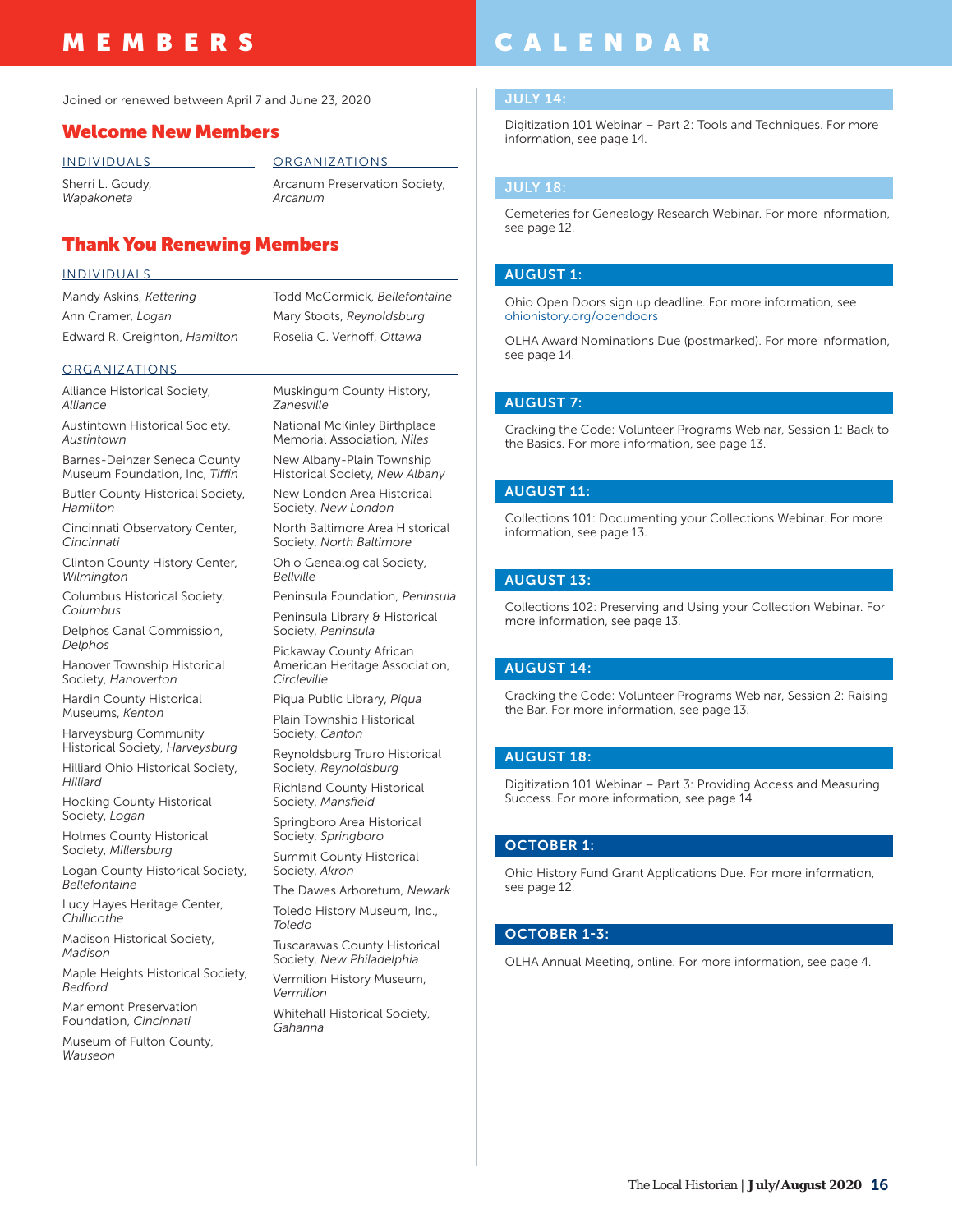# MEMBERS

Joined or renewed between April 7 and June 23, 2020

## Welcome New Members

### INDIVIDUALS

Sherri L. Goudy, *Wapakoneta*

### ORGANIZATIONS

Arcanum Preservation Society, *Arcanum*

## Thank You Renewing Members

### INDIVIDUALS

Mandy Askins, *Kettering*

Ann Cramer, *Logan*

Edward R. Creighton, *Hamilton*

Todd McCormick, *Bellefontaine*

Mary Stoots, *Reynoldsburg*

Roselia C. Verhoff, *Ottawa*

### ORGANIZATIONS

Alliance Historical Society, *Alliance*

Austintown Historical Society. *Austintown*

Barnes-Deinzer Seneca County Museum Foundation, Inc, *Tiffin*

Butler County Historical Society, *Hamilton*

Cincinnati Observatory Center, *Cincinnati*

Clinton County History Center, *Wilmington*

Columbus Historical Society, *Columbus*

Delphos Canal Commission, *Delphos*

Hanover Township Historical Society, *Hanoverton*

Hardin County Historical Museums, *Kenton*

Harveysburg Community Historical Society, *Harveysburg*

Hilliard Ohio Historical Society, *Hilliard*

Hocking County Historical Society, *Logan*

Holmes County Historical Society, *Millersburg*

Logan County Historical Society, *Bellefontaine*

Lucy Hayes Heritage Center, *Chillicothe*

Madison Historical Society, *Madison*

Maple Heights Historical Society, *Bedford*

Mariemont Preservation Foundation, *Cincinnati*

Museum of Fulton County, *Wauseon*

Muskingum County History, *Zanesville*

National McKinley Birthplace Memorial Association, *Niles*

New Albany-Plain Township Historical Society, *New Albany*

New London Area Historical Society, *New London*

North Baltimore Area Historical Society, *North Baltimore*

Ohio Genealogical Society, *Bellville*

Peninsula Foundation, *Peninsula*

Peninsula Library & Historical Society, *Peninsula*

Pickaway County African American Heritage Association, *Circleville*

Piqua Public Library, *Piqua*

Plain Township Historical Society, *Canton*

Reynoldsburg Truro Historical Society, *Reynoldsburg*

Richland County Historical Society, *Mansfield*

Springboro Area Historical Society, *Springboro*

Summit County Historical Society, *Akron*

The Dawes Arboretum, *Newark*

Toledo History Museum, Inc., *Toledo*

Tuscarawas County Historical Society, *New Philadelphia*

Vermilion History Museum, *Vermilion*

Whitehall Historical Society, *Gahanna*

# CALENDAR

### JULY 14:

Digitization 101 Webinar – Part 2: Tools and Techniques. For more information, see page 14.

### JULY 18:

Cemeteries for Genealogy Research Webinar. For more information, see page 12.

### AUGUST 1:

Ohio Open Doors sign up deadline. For more information, see ohiohistory.org/opendoors

OLHA Award Nominations Due (postmarked). For more information, see page 14.

### AUGUST 7:

Cracking the Code: Volunteer Programs Webinar, Session 1: Back to the Basics. For more information, see page 13.

### AUGUST 11:

Collections 101: Documenting your Collections Webinar. For more information, see page 13.

### AUGUST 13:

Collections 102: Preserving and Using your Collection Webinar. For more information, see page 13.

### AUGUST 14:

Cracking the Code: Volunteer Programs Webinar, Session 2: Raising the Bar. For more information, see page 13.

### AUGUST 18:

Digitization 101 Webinar – Part 3: Providing Access and Measuring Success. For more information, see page 14.

### OCTOBER 1:

Ohio History Fund Grant Applications Due. For more information, see page 12.

### OCTOBER 1-3:

OLHA Annual Meeting, online. For more information, see page 4.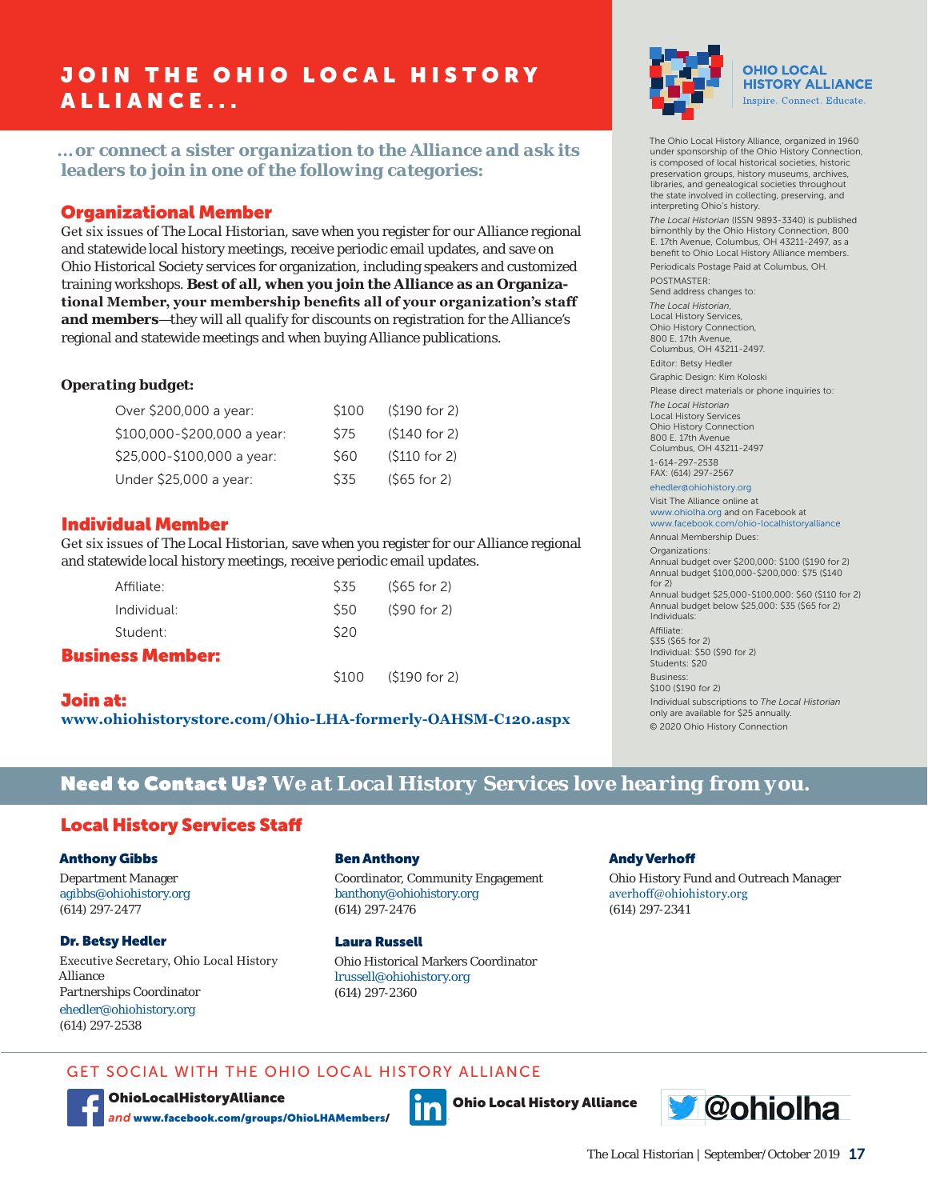# JOIN THE OHIO LOCAL HISTORY ALLIANCE...

**...or connect a sister organization to the Alliance and ask its leaders to join in one of the following categories:**

## Organizational Member

Get six issues of The Local Historian, save when you register for our Alliance regional and statewide local history meetings, receive periodic email updates, and save on Ohio Historical Society services for organization, including speakers and customized training workshops. **Best of all, when you join the Alliance as an Organizational Member, your membership benefits all of your organization's staff and members**—they will all qualify for discounts on registration for the Alliance's regional and statewide meetings and when buying Alliance publications.

**Operating budget:**

| | | |
|---|---|---|
| Over $200,000 a year: | $100 | ($190 for 2) |
| $100,000-$200,000 a year: | $75 | ($140 for 2) |
| $25,000-$100,000 a year: | $60 | ($110 for 2) |
| Under $25,000 a year: | $35 | ($65 for 2) |

## Individual Member

Get six issues of The Local Historian, save when you register for our Alliance regional and statewide local history meetings, receive periodic email updates.

| | | |
|---|---|---|
| Affiliate: | $35 | ($65 for 2) |
| Individual: | $50 | ($90 for 2) |
| Student: | $20 | |

## Business Member:

| | | |
|---|---|---|
| | $100 | ($190 for 2) |

## Join at:

**www.ohiohistorystore.com/Ohio-LHA-formerly-OAHSM-C120.aspx**

---

**OHIO LOCAL HISTORY ALLIANCE**
Inspire. Connect. Educate.

The Ohio Local History Alliance, organized in 1960 under sponsorship of the Ohio History Connection, is composed of local historical societies, historic preservation groups, history museums, archives, libraries, and genealogical societies throughout the state involved in collecting, preserving, and interpreting Ohio's history.

*The Local Historian* (ISSN 9893-3340) is published bimonthly by the Ohio History Connection, 800 E. 17th Avenue, Columbus, OH 43211-2497, as a benefit to Ohio Local History Alliance members.

Periodicals Postage Paid at Columbus, OH.

POSTMASTER:
Send address changes to:

*The Local Historian*,
Local History Services,
Ohio History Connection,
800 E. 17th Avenue,
Columbus, OH 43211-2497.

Editor: Betsy Hedler

Graphic Design: Kim Koloski

Please direct materials or phone inquiries to:

*The Local Historian*
Local History Services
Ohio History Connection
800 E. 17th Avenue
Columbus, OH 43211-2497

1-614-297-2538
FAX: (614) 297-2567

ehedler@ohiohistory.org

Visit The Alliance online at www.ohiolha.org and on Facebook at www.facebook.com/ohio-localhistoryalliance

Annual Membership Dues:

Organizations:
Annual budget over $200,000: $100 ($190 for 2)
Annual budget $100,000-$200,000: $75 ($140 for 2)
Annual budget $25,000-$100,000: $60 ($110 for 2)
Annual budget below $25,000: $35 ($65 for 2)
Individuals:

Affiliate:
$35 ($65 for 2)
Individual: $50 ($90 for 2)
Students: $20

Business:
$100 ($190 for 2)

Individual subscriptions to *The Local Historian* only are available for $25 annually.

© 2020 Ohio History Connection

---

## Need to Contact Us? We at Local History Services love hearing from you.

### Local History Services Staff

**Anthony Gibbs**
Department Manager
agibbs@ohiohistory.org
(614) 297-2477

**Dr. Betsy Hedler**
Executive Secretary, Ohio Local History Alliance
Partnerships Coordinator
ehedler@ohiohistory.org
(614) 297-2538

**Ben Anthony**
Coordinator, Community Engagement
banthony@ohiohistory.org
(614) 297-2476

**Laura Russell**
Ohio Historical Markers Coordinator
lrussell@ohiohistory.org
(614) 297-2360

**Andy Verhoff**
Ohio History Fund and Outreach Manager
averhoff@ohiohistory.org
(614) 297-2341

---

GET SOCIAL WITH THE OHIO LOCAL HISTORY ALLIANCE

**OhioLocalHistoryAlliance**
*and* **www.facebook.com/groups/OhioLHAMembers/**

**Ohio Local History Alliance**

**@ohiolha**